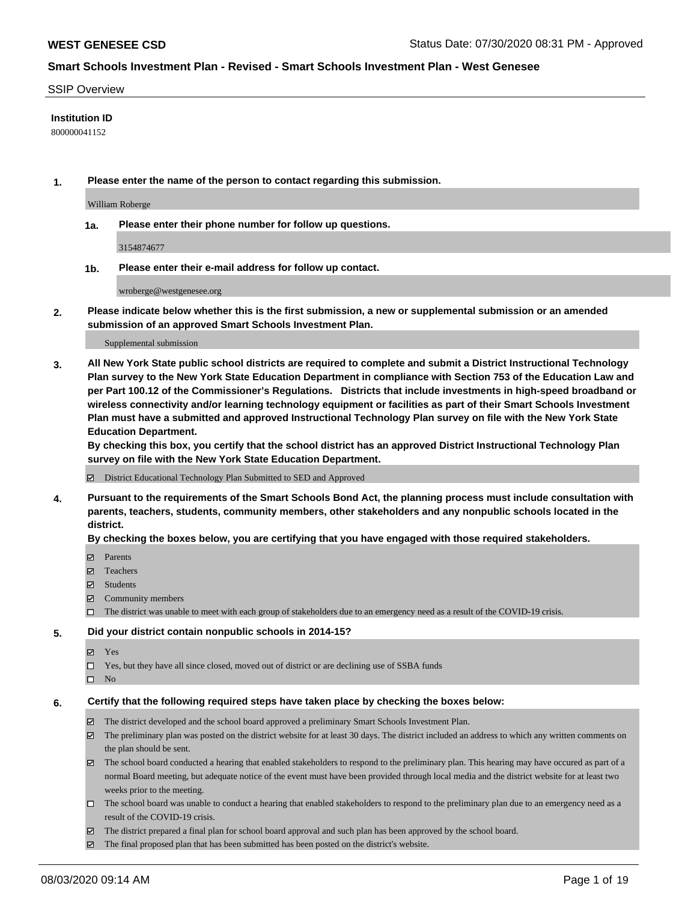# WEST GENESEE CSD

Status Date: 07/30/2020 08:31 PM - Approved

## Smart Schools Investment Plan - Revised - Smart Schools Investment Plan - West Genesee

SSIP Overview

**Institution ID**

800000041152

**1. Please enter the name of the person to contact regarding this submission.**

William Roberge

**1a. Please enter their phone number for follow up questions.**

3154874677

**1b. Please enter their e-mail address for follow up contact.**

wroberge@westgenesee.org

**2. Please indicate below whether this is the first submission, a new or supplemental submission or an amended submission of an approved Smart Schools Investment Plan.**

Supplemental submission

**3. All New York State public school districts are required to complete and submit a District Instructional Technology Plan survey to the New York State Education Department in compliance with Section 753 of the Education Law and per Part 100.12 of the Commissioner's Regulations. Districts that include investments in high-speed broadband or wireless connectivity and/or learning technology equipment or facilities as part of their Smart Schools Investment Plan must have a submitted and approved Instructional Technology Plan survey on file with the New York State Education Department.**

**By checking this box, you certify that the school district has an approved District Instructional Technology Plan survey on file with the New York State Education Department.**

- ☑ District Educational Technology Plan Submitted to SED and Approved

**4. Pursuant to the requirements of the Smart Schools Bond Act, the planning process must include consultation with parents, teachers, students, community members, other stakeholders and any nonpublic schools located in the district.**

**By checking the boxes below, you are certifying that you have engaged with those required stakeholders.**

- ☑ Parents
- ☑ Teachers
- ☑ Students
- ☑ Community members
- ☐ The district was unable to meet with each group of stakeholders due to an emergency need as a result of the COVID-19 crisis.

**5. Did your district contain nonpublic schools in 2014-15?**

- ☑ Yes
- ☐ Yes, but they have all since closed, moved out of district or are declining use of SSBA funds
- ☐ No

**6. Certify that the following required steps have taken place by checking the boxes below:**

- ☑ The district developed and the school board approved a preliminary Smart Schools Investment Plan.
- ☑ The preliminary plan was posted on the district website for at least 30 days. The district included an address to which any written comments on the plan should be sent.
- ☑ The school board conducted a hearing that enabled stakeholders to respond to the preliminary plan. This hearing may have occured as part of a normal Board meeting, but adequate notice of the event must have been provided through local media and the district website for at least two weeks prior to the meeting.
- ☐ The school board was unable to conduct a hearing that enabled stakeholders to respond to the preliminary plan due to an emergency need as a result of the COVID-19 crisis.
- ☑ The district prepared a final plan for school board approval and such plan has been approved by the school board.
- ☑ The final proposed plan that has been submitted has been posted on the district's website.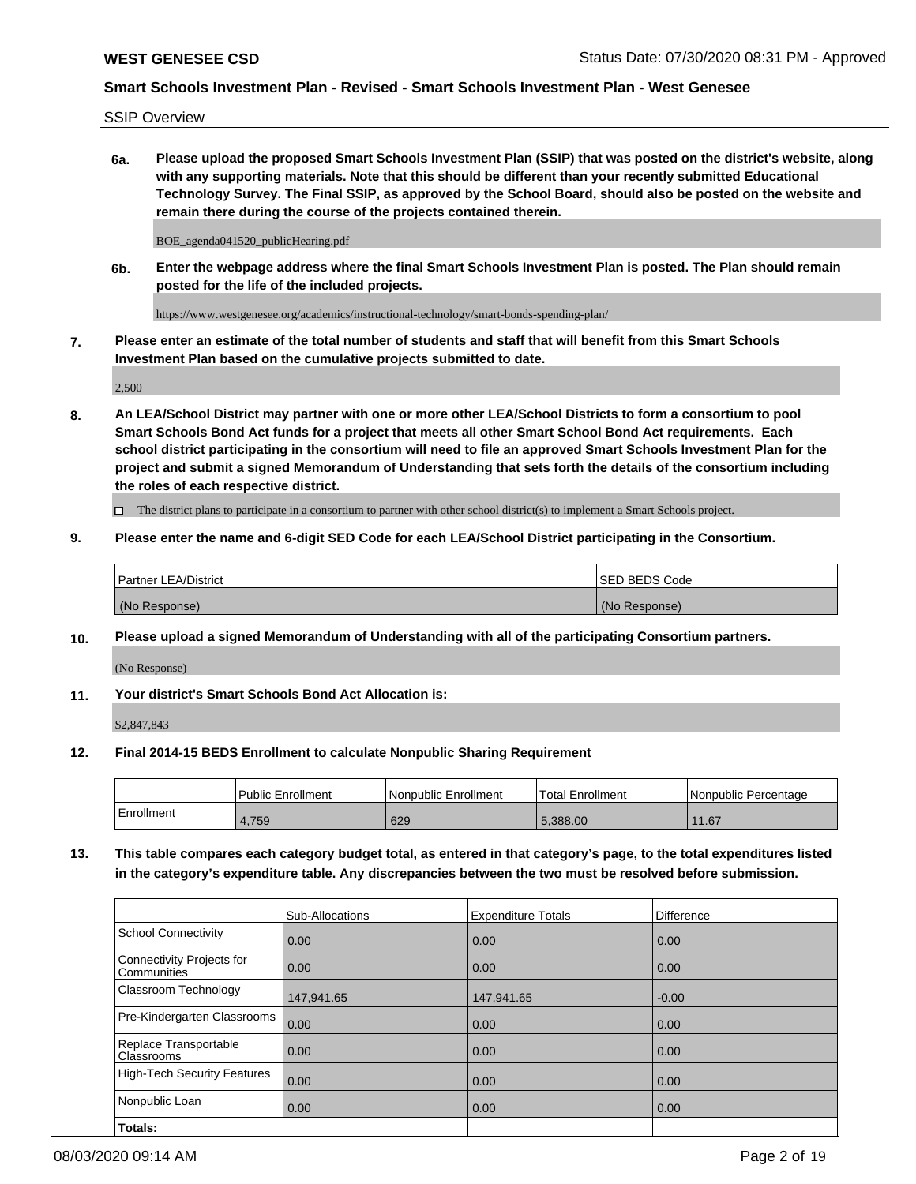SSIP Overview

**6a. Please upload the proposed Smart Schools Investment Plan (SSIP) that was posted on the district's website, along with any supporting materials. Note that this should be different than your recently submitted Educational Technology Survey. The Final SSIP, as approved by the School Board, should also be posted on the website and remain there during the course of the projects contained therein.**

BOE_agenda041520_publicHearing.pdf

**6b. Enter the webpage address where the final Smart Schools Investment Plan is posted. The Plan should remain posted for the life of the included projects.**

https://www.westgenesee.org/academics/instructional-technology/smart-bonds-spending-plan/

**7. Please enter an estimate of the total number of students and staff that will benefit from this Smart Schools Investment Plan based on the cumulative projects submitted to date.**

2,500

**8. An LEA/School District may partner with one or more other LEA/School Districts to form a consortium to pool Smart Schools Bond Act funds for a project that meets all other Smart School Bond Act requirements. Each school district participating in the consortium will need to file an approved Smart Schools Investment Plan for the project and submit a signed Memorandum of Understanding that sets forth the details of the consortium including the roles of each respective district.**

☐ The district plans to participate in a consortium to partner with other school district(s) to implement a Smart Schools project.

**9. Please enter the name and 6-digit SED Code for each LEA/School District participating in the Consortium.**

| Partner LEA/District | SED BEDS Code |
|---|---|
| (No Response) | (No Response) |

**10. Please upload a signed Memorandum of Understanding with all of the participating Consortium partners.**

(No Response)

**11. Your district's Smart Schools Bond Act Allocation is:**

$2,847,843

**12. Final 2014-15 BEDS Enrollment to calculate Nonpublic Sharing Requirement**

| | Public Enrollment | Nonpublic Enrollment | Total Enrollment | Nonpublic Percentage |
|---|---|---|---|---|
| Enrollment | 4,759 | 629 | 5,388.00 | 11.67 |

**13. This table compares each category budget total, as entered in that category's page, to the total expenditures listed in the category's expenditure table. Any discrepancies between the two must be resolved before submission.**

| | Sub-Allocations | Expenditure Totals | Difference |
|---|---|---|---|
| School Connectivity | 0.00 | 0.00 | 0.00 |
| Connectivity Projects for Communities | 0.00 | 0.00 | 0.00 |
| Classroom Technology | 147,941.65 | 147,941.65 | -0.00 |
| Pre-Kindergarten Classrooms | 0.00 | 0.00 | 0.00 |
| Replace Transportable Classrooms | 0.00 | 0.00 | 0.00 |
| High-Tech Security Features | 0.00 | 0.00 | 0.00 |
| Nonpublic Loan | 0.00 | 0.00 | 0.00 |
| **Totals:** | | | |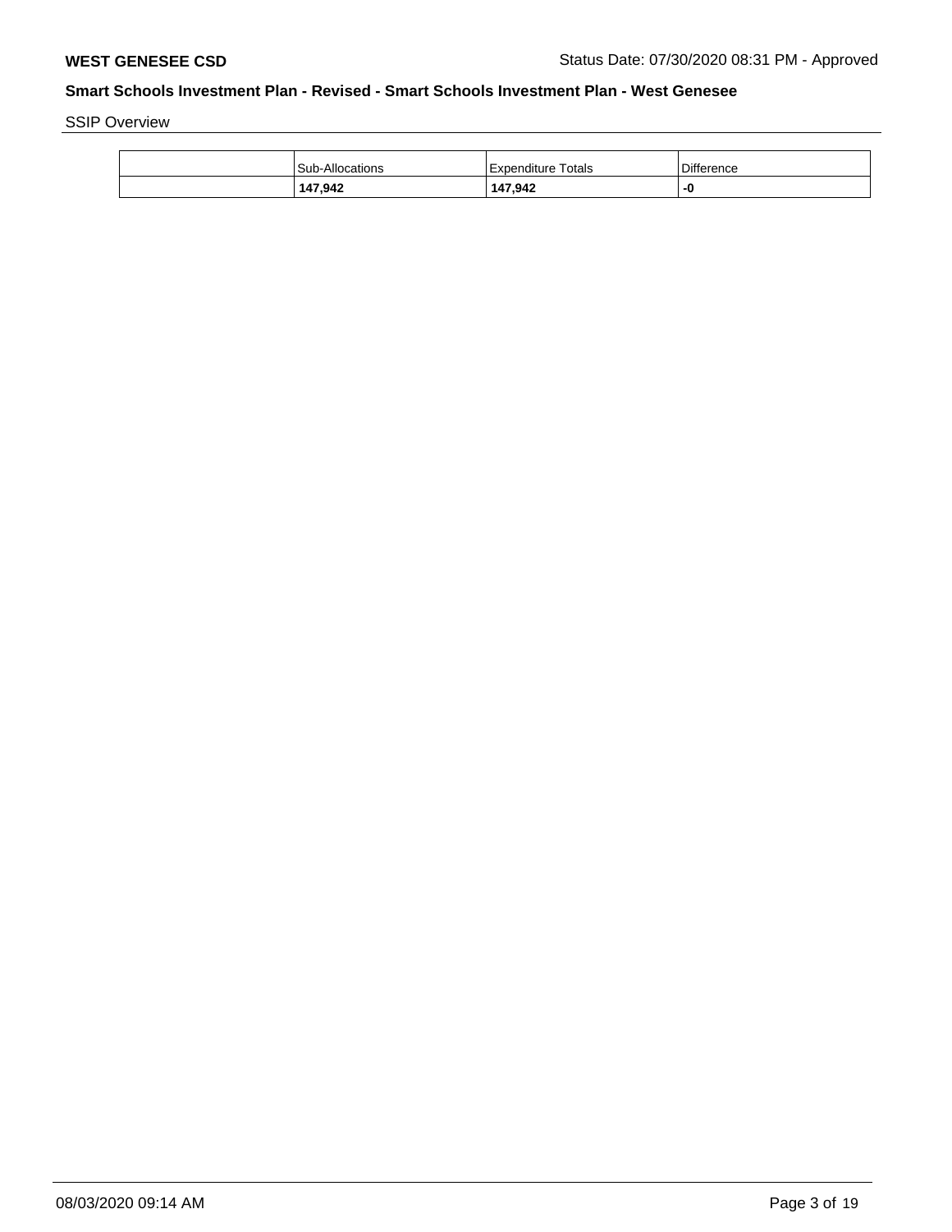SSIP Overview

| | Sub-Allocations | Expenditure Totals | Difference |
|---|---|---|---|
| | **147,942** | **147,942** | **-0** |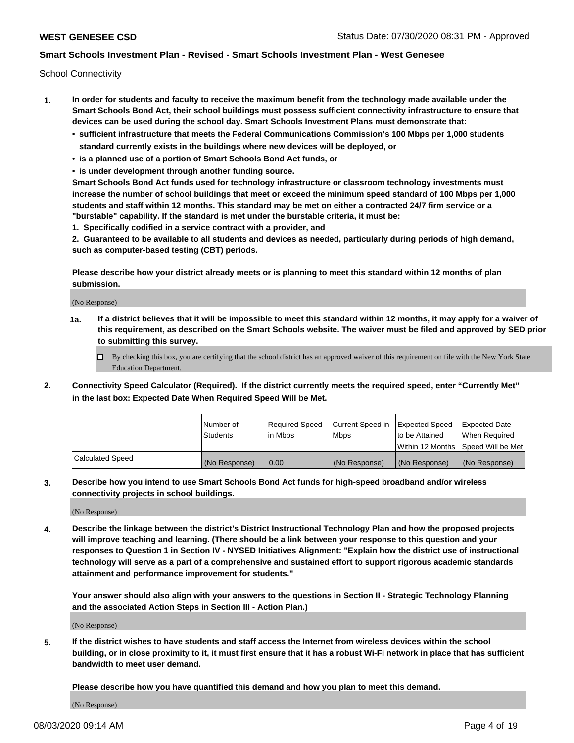School Connectivity

1. **In order for students and faculty to receive the maximum benefit from the technology made available under the Smart Schools Bond Act, their school buildings must possess sufficient connectivity infrastructure to ensure that devices can be used during the school day. Smart Schools Investment Plans must demonstrate that:**
   - **sufficient infrastructure that meets the Federal Communications Commission's 100 Mbps per 1,000 students standard currently exists in the buildings where new devices will be deployed, or**
   - **is a planned use of a portion of Smart Schools Bond Act funds, or**
   - **is under development through another funding source.**

   **Smart Schools Bond Act funds used for technology infrastructure or classroom technology investments must increase the number of school buildings that meet or exceed the minimum speed standard of 100 Mbps per 1,000 students and staff within 12 months. This standard may be met on either a contracted 24/7 firm service or a "burstable" capability. If the standard is met under the burstable criteria, it must be:**

   **1. Specifically codified in a service contract with a provider, and**

   **2. Guaranteed to be available to all students and devices as needed, particularly during periods of high demand, such as computer-based testing (CBT) periods.**

   **Please describe how your district already meets or is planning to meet this standard within 12 months of plan submission.**

   (No Response)

   **1a. If a district believes that it will be impossible to meet this standard within 12 months, it may apply for a waiver of this requirement, as described on the Smart Schools website. The waiver must be filed and approved by SED prior to submitting this survey.**

   ☐ By checking this box, you are certifying that the school district has an approved waiver of this requirement on file with the New York State Education Department.

2. **Connectivity Speed Calculator (Required). If the district currently meets the required speed, enter "Currently Met" in the last box: Expected Date When Required Speed Will be Met.**

| | Number of Students | Required Speed in Mbps | Current Speed in Mbps | Expected Speed to be Attained Within 12 Months | Expected Date When Required Speed Will be Met |
|---|---|---|---|---|---|
| Calculated Speed | (No Response) | 0.00 | (No Response) | (No Response) | (No Response) |

3. **Describe how you intend to use Smart Schools Bond Act funds for high-speed broadband and/or wireless connectivity projects in school buildings.**

   (No Response)

4. **Describe the linkage between the district's District Instructional Technology Plan and how the proposed projects will improve teaching and learning. (There should be a link between your response to this question and your responses to Question 1 in Section IV - NYSED Initiatives Alignment: "Explain how the district use of instructional technology will serve as a part of a comprehensive and sustained effort to support rigorous academic standards attainment and performance improvement for students."**

   **Your answer should also align with your answers to the questions in Section II - Strategic Technology Planning and the associated Action Steps in Section III - Action Plan.)**

   (No Response)

5. **If the district wishes to have students and staff access the Internet from wireless devices within the school building, or in close proximity to it, it must first ensure that it has a robust Wi-Fi network in place that has sufficient bandwidth to meet user demand.**

   **Please describe how you have quantified this demand and how you plan to meet this demand.**

   (No Response)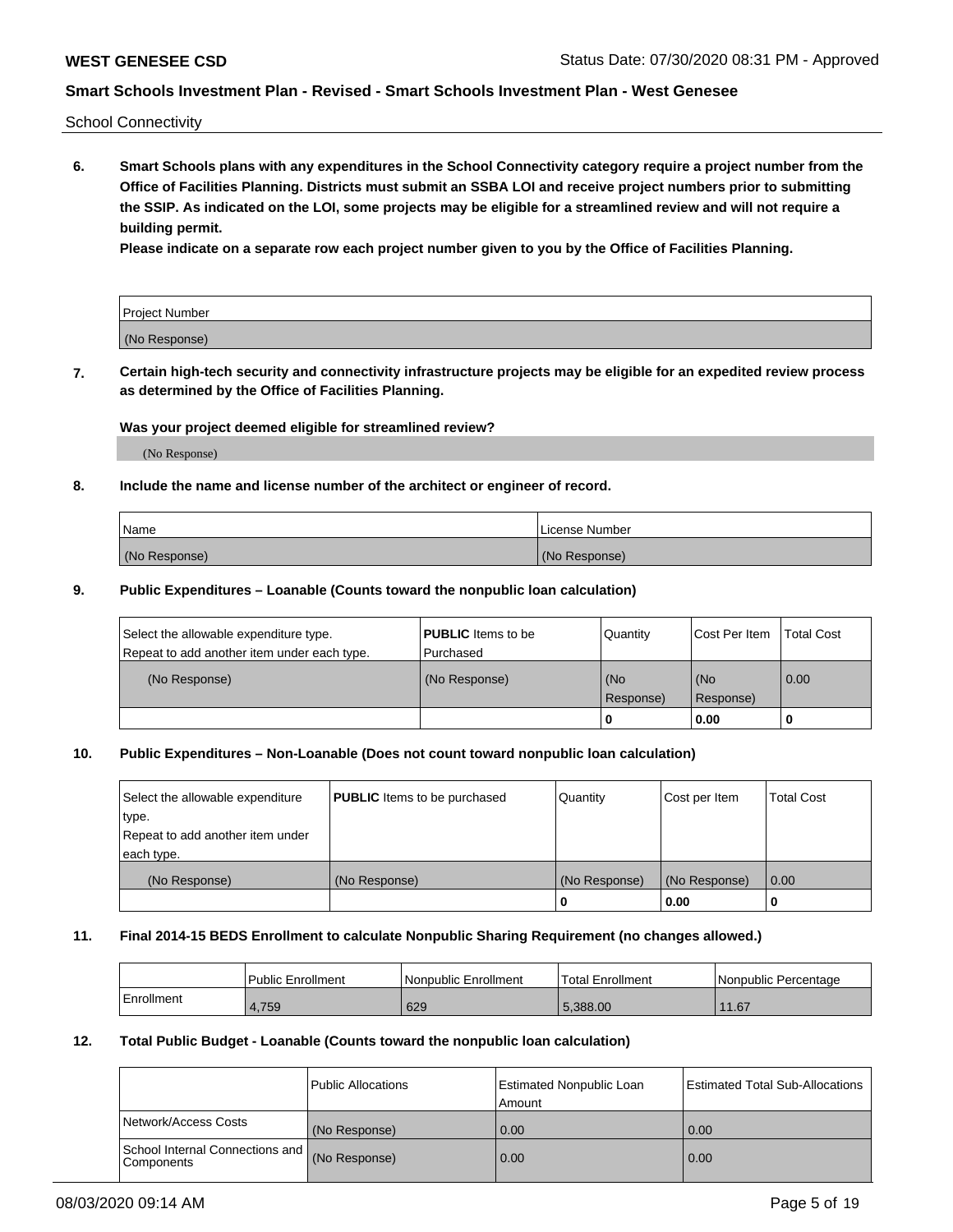School Connectivity

**6. Smart Schools plans with any expenditures in the School Connectivity category require a project number from the Office of Facilities Planning. Districts must submit an SSBA LOI and receive project numbers prior to submitting the SSIP. As indicated on the LOI, some projects may be eligible for a streamlined review and will not require a building permit.**

**Please indicate on a separate row each project number given to you by the Office of Facilities Planning.**

| Project Number |
|---|
| (No Response) |

**7. Certain high-tech security and connectivity infrastructure projects may be eligible for an expedited review process as determined by the Office of Facilities Planning.**

**Was your project deemed eligible for streamlined review?**

(No Response)

**8. Include the name and license number of the architect or engineer of record.**

| Name | License Number |
|---|---|
| (No Response) | (No Response) |

**9. Public Expenditures – Loanable (Counts toward the nonpublic loan calculation)**

| Select the allowable expenditure type. Repeat to add another item under each type. | **PUBLIC** Items to be Purchased | Quantity | Cost Per Item | Total Cost |
|---|---|---|---|---|
| (No Response) | (No Response) | (No Response) | (No Response) | 0.00 |
| | | 0 | 0.00 | 0 |

**10. Public Expenditures – Non-Loanable (Does not count toward nonpublic loan calculation)**

| Select the allowable expenditure type. Repeat to add another item under each type. | **PUBLIC** Items to be purchased | Quantity | Cost per Item | Total Cost |
|---|---|---|---|---|
| (No Response) | (No Response) | (No Response) | (No Response) | 0.00 |
| | | 0 | 0.00 | 0 |

**11. Final 2014-15 BEDS Enrollment to calculate Nonpublic Sharing Requirement (no changes allowed.)**

| | Public Enrollment | Nonpublic Enrollment | Total Enrollment | Nonpublic Percentage |
|---|---|---|---|---|
| Enrollment | 4,759 | 629 | 5,388.00 | 11.67 |

**12. Total Public Budget - Loanable (Counts toward the nonpublic loan calculation)**

| | Public Allocations | Estimated Nonpublic Loan Amount | Estimated Total Sub-Allocations |
|---|---|---|---|
| Network/Access Costs | (No Response) | 0.00 | 0.00 |
| School Internal Connections and Components | (No Response) | 0.00 | 0.00 |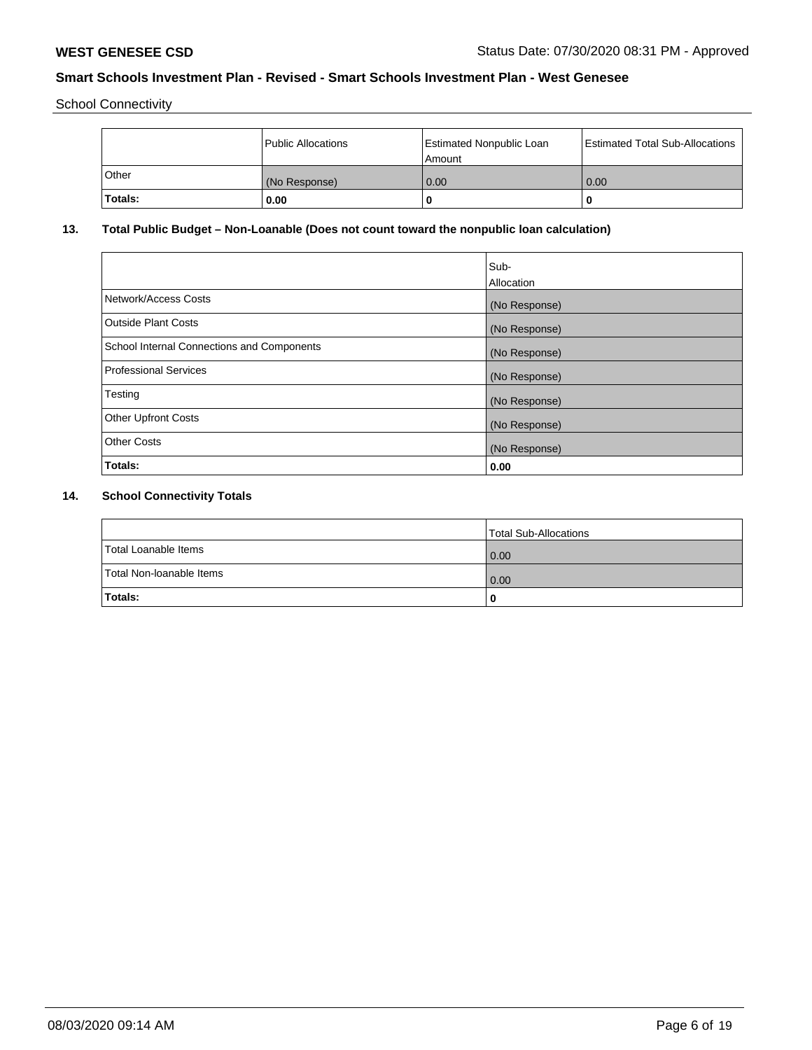School Connectivity

| | Public Allocations | Estimated Nonpublic Loan Amount | Estimated Total Sub-Allocations |
|---|---|---|---|
| Other | (No Response) | 0.00 | 0.00 |
| **Totals:** | **0.00** | **0** | **0** |

**13. Total Public Budget – Non-Loanable (Does not count toward the nonpublic loan calculation)**

| | Sub-Allocation |
|---|---|
| Network/Access Costs | (No Response) |
| Outside Plant Costs | (No Response) |
| School Internal Connections and Components | (No Response) |
| Professional Services | (No Response) |
| Testing | (No Response) |
| Other Upfront Costs | (No Response) |
| Other Costs | (No Response) |
| **Totals:** | **0.00** |

**14. School Connectivity Totals**

| | Total Sub-Allocations |
|---|---|
| Total Loanable Items | 0.00 |
| Total Non-loanable Items | 0.00 |
| **Totals:** | **0** |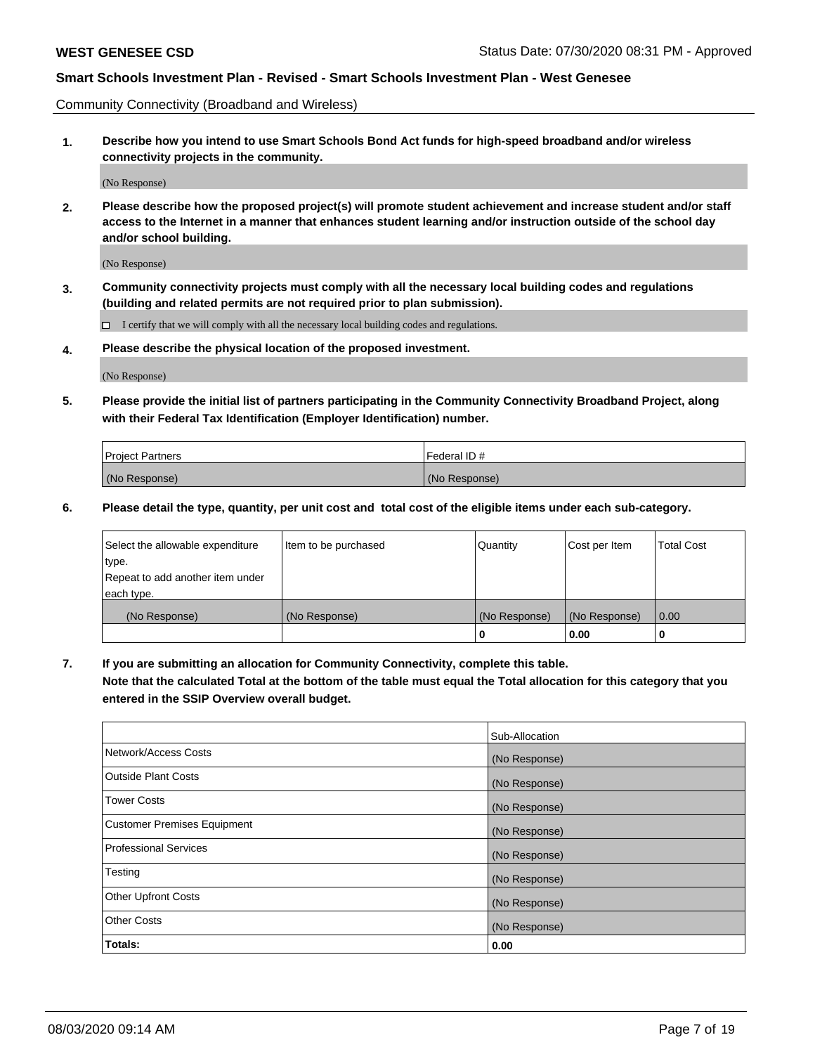Community Connectivity (Broadband and Wireless)

**1. Describe how you intend to use Smart Schools Bond Act funds for high-speed broadband and/or wireless connectivity projects in the community.**

(No Response)

**2. Please describe how the proposed project(s) will promote student achievement and increase student and/or staff access to the Internet in a manner that enhances student learning and/or instruction outside of the school day and/or school building.**

(No Response)

**3. Community connectivity projects must comply with all the necessary local building codes and regulations (building and related permits are not required prior to plan submission).**

☐ I certify that we will comply with all the necessary local building codes and regulations.

**4. Please describe the physical location of the proposed investment.**

(No Response)

**5. Please provide the initial list of partners participating in the Community Connectivity Broadband Project, along with their Federal Tax Identification (Employer Identification) number.**

| Project Partners | Federal ID # |
|---|---|
| (No Response) | (No Response) |

**6. Please detail the type, quantity, per unit cost and total cost of the eligible items under each sub-category.**

| Select the allowable expenditure type. Repeat to add another item under each type. | Item to be purchased | Quantity | Cost per Item | Total Cost |
|---|---|---|---|---|
| (No Response) | (No Response) | (No Response) | (No Response) | 0.00 |
| | | **0** | **0.00** | **0** |

**7. If you are submitting an allocation for Community Connectivity, complete this table. Note that the calculated Total at the bottom of the table must equal the Total allocation for this category that you entered in the SSIP Overview overall budget.**

| | Sub-Allocation |
|---|---|
| Network/Access Costs | (No Response) |
| Outside Plant Costs | (No Response) |
| Tower Costs | (No Response) |
| Customer Premises Equipment | (No Response) |
| Professional Services | (No Response) |
| Testing | (No Response) |
| Other Upfront Costs | (No Response) |
| Other Costs | (No Response) |
| **Totals:** | **0.00** |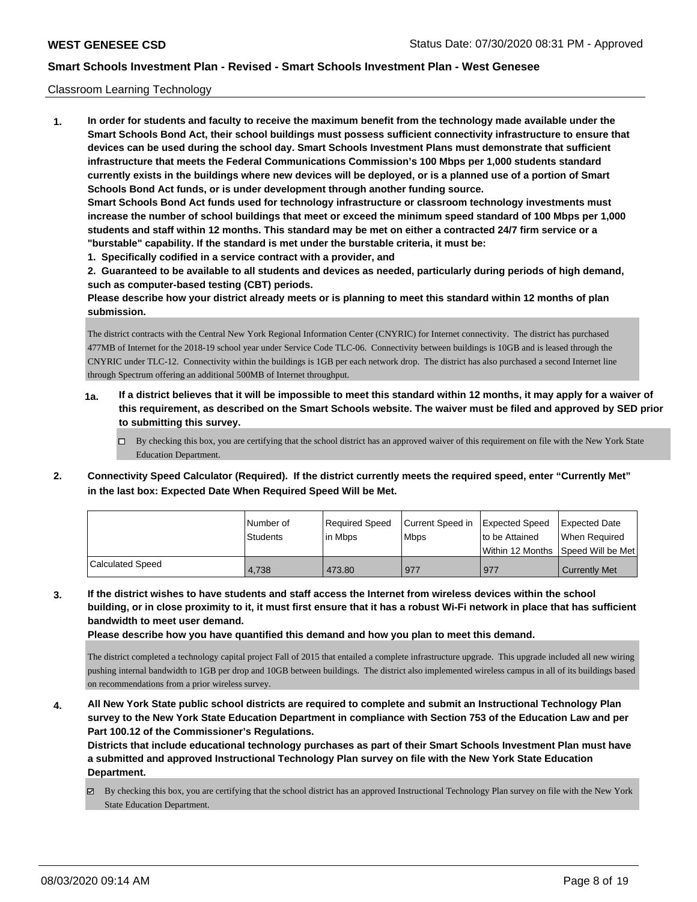Classroom Learning Technology

**1. In order for students and faculty to receive the maximum benefit from the technology made available under the Smart Schools Bond Act, their school buildings must possess sufficient connectivity infrastructure to ensure that devices can be used during the school day. Smart Schools Investment Plans must demonstrate that sufficient infrastructure that meets the Federal Communications Commission's 100 Mbps per 1,000 students standard currently exists in the buildings where new devices will be deployed, or is a planned use of a portion of Smart Schools Bond Act funds, or is under development through another funding source.**

**Smart Schools Bond Act funds used for technology infrastructure or classroom technology investments must increase the number of school buildings that meet or exceed the minimum speed standard of 100 Mbps per 1,000 students and staff within 12 months. This standard may be met on either a contracted 24/7 firm service or a "burstable" capability. If the standard is met under the burstable criteria, it must be:**

**1. Specifically codified in a service contract with a provider, and**

**2. Guaranteed to be available to all students and devices as needed, particularly during periods of high demand, such as computer-based testing (CBT) periods.**

**Please describe how your district already meets or is planning to meet this standard within 12 months of plan submission.**

The district contracts with the Central New York Regional Information Center (CNYRIC) for Internet connectivity. The district has purchased 477MB of Internet for the 2018-19 school year under Service Code TLC-06. Connectivity between buildings is 10GB and is leased through the CNYRIC under TLC-12. Connectivity within the buildings is 1GB per each network drop. The district has also purchased a second Internet line through Spectrum offering an additional 500MB of Internet throughput.

**1a. If a district believes that it will be impossible to meet this standard within 12 months, it may apply for a waiver of this requirement, as described on the Smart Schools website. The waiver must be filed and approved by SED prior to submitting this survey.**

☐ By checking this box, you are certifying that the school district has an approved waiver of this requirement on file with the New York State Education Department.

**2. Connectivity Speed Calculator (Required). If the district currently meets the required speed, enter "Currently Met" in the last box: Expected Date When Required Speed Will be Met.**

| | Number of Students | Required Speed in Mbps | Current Speed in Mbps | Expected Speed to be Attained Within 12 Months | Expected Date When Required Speed Will be Met |
|---|---|---|---|---|---|
| Calculated Speed | 4,738 | 473.80 | 977 | 977 | Currently Met |

**3. If the district wishes to have students and staff access the Internet from wireless devices within the school building, or in close proximity to it, it must first ensure that it has a robust Wi-Fi network in place that has sufficient bandwidth to meet user demand.**

**Please describe how you have quantified this demand and how you plan to meet this demand.**

The district completed a technology capital project Fall of 2015 that entailed a complete infrastructure upgrade. This upgrade included all new wiring pushing internal bandwidth to 1GB per drop and 10GB between buildings. The district also implemented wireless campus in all of its buildings based on recommendations from a prior wireless survey.

**4. All New York State public school districts are required to complete and submit an Instructional Technology Plan survey to the New York State Education Department in compliance with Section 753 of the Education Law and per Part 100.12 of the Commissioner's Regulations.**

**Districts that include educational technology purchases as part of their Smart Schools Investment Plan must have a submitted and approved Instructional Technology Plan survey on file with the New York State Education Department.**

☑ By checking this box, you are certifying that the school district has an approved Instructional Technology Plan survey on file with the New York State Education Department.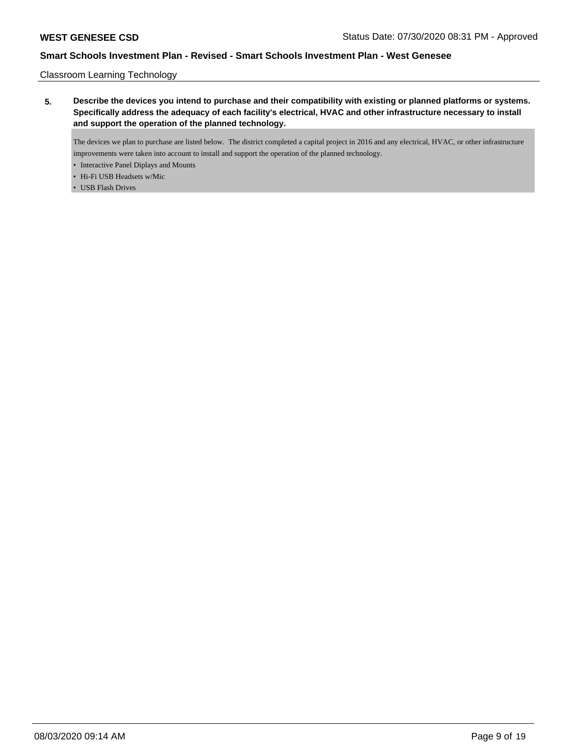Classroom Learning Technology

**5. Describe the devices you intend to purchase and their compatibility with existing or planned platforms or systems. Specifically address the adequacy of each facility's electrical, HVAC and other infrastructure necessary to install and support the operation of the planned technology.**

The devices we plan to purchase are listed below. The district completed a capital project in 2016 and any electrical, HVAC, or other infrastructure improvements were taken into account to install and support the operation of the planned technology.

- Interactive Panel Diplays and Mounts
- Hi-Fi USB Headsets w/Mic
- USB Flash Drives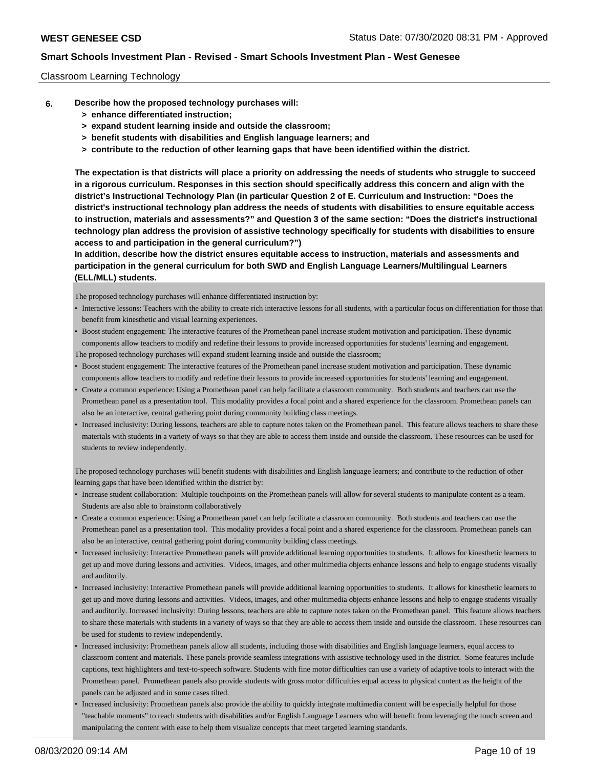Classroom Learning Technology

**6. Describe how the proposed technology purchases will:**
- **> enhance differentiated instruction;**
- **> expand student learning inside and outside the classroom;**
- **> benefit students with disabilities and English language learners; and**
- **> contribute to the reduction of other learning gaps that have been identified within the district.**

**The expectation is that districts will place a priority on addressing the needs of students who struggle to succeed in a rigorous curriculum. Responses in this section should specifically address this concern and align with the district's Instructional Technology Plan (in particular Question 2 of E. Curriculum and Instruction: "Does the district's instructional technology plan address the needs of students with disabilities to ensure equitable access to instruction, materials and assessments?" and Question 3 of the same section: "Does the district's instructional technology plan address the provision of assistive technology specifically for students with disabilities to ensure access to and participation in the general curriculum?")**
**In addition, describe how the district ensures equitable access to instruction, materials and assessments and participation in the general curriculum for both SWD and English Language Learners/Multilingual Learners (ELL/MLL) students.**

The proposed technology purchases will enhance differentiated instruction by:

- Interactive lessons: Teachers with the ability to create rich interactive lessons for all students, with a particular focus on differentiation for those that benefit from kinesthetic and visual learning experiences.
- Boost student engagement: The interactive features of the Promethean panel increase student motivation and participation. These dynamic components allow teachers to modify and redefine their lessons to provide increased opportunities for students' learning and engagement.

The proposed technology purchases will expand student learning inside and outside the classroom;

- Boost student engagement: The interactive features of the Promethean panel increase student motivation and participation. These dynamic components allow teachers to modify and redefine their lessons to provide increased opportunities for students' learning and engagement.
- Create a common experience: Using a Promethean panel can help facilitate a classroom community. Both students and teachers can use the Promethean panel as a presentation tool. This modality provides a focal point and a shared experience for the classroom. Promethean panels can also be an interactive, central gathering point during community building class meetings.
- Increased inclusivity: During lessons, teachers are able to capture notes taken on the Promethean panel. This feature allows teachers to share these materials with students in a variety of ways so that they are able to access them inside and outside the classroom. These resources can be used for students to review independently.

The proposed technology purchases will benefit students with disabilities and English language learners; and contribute to the reduction of other learning gaps that have been identified within the district by:

- Increase student collaboration: Multiple touchpoints on the Promethean panels will allow for several students to manipulate content as a team. Students are also able to brainstorm collaboratively
- Create a common experience: Using a Promethean panel can help facilitate a classroom community. Both students and teachers can use the Promethean panel as a presentation tool. This modality provides a focal point and a shared experience for the classroom. Promethean panels can also be an interactive, central gathering point during community building class meetings.
- Increased inclusivity: Interactive Promethean panels will provide additional learning opportunities to students. It allows for kinesthetic learners to get up and move during lessons and activities. Videos, images, and other multimedia objects enhance lessons and help to engage students visually and auditorily.
- Increased inclusivity: Interactive Promethean panels will provide additional learning opportunities to students. It allows for kinesthetic learners to get up and move during lessons and activities. Videos, images, and other multimedia objects enhance lessons and help to engage students visually and auditorily. Increased inclusivity: During lessons, teachers are able to capture notes taken on the Promethean panel. This feature allows teachers to share these materials with students in a variety of ways so that they are able to access them inside and outside the classroom. These resources can be used for students to review independently.
- Increased inclusivity: Promethean panels allow all students, including those with disabilities and English language learners, equal access to classroom content and materials. These panels provide seamless integrations with assistive technology used in the district. Some features include captions, text highlighters and text-to-speech software. Students with fine motor difficulties can use a variety of adaptive tools to interact with the Promethean panel. Promethean panels also provide students with gross motor difficulties equal access to physical content as the height of the panels can be adjusted and in some cases tilted.
- Increased inclusivity: Promethean panels also provide the ability to quickly integrate multimedia content will be especially helpful for those "teachable moments" to reach students with disabilities and/or English Language Learners who will benefit from leveraging the touch screen and manipulating the content with ease to help them visualize concepts that meet targeted learning standards.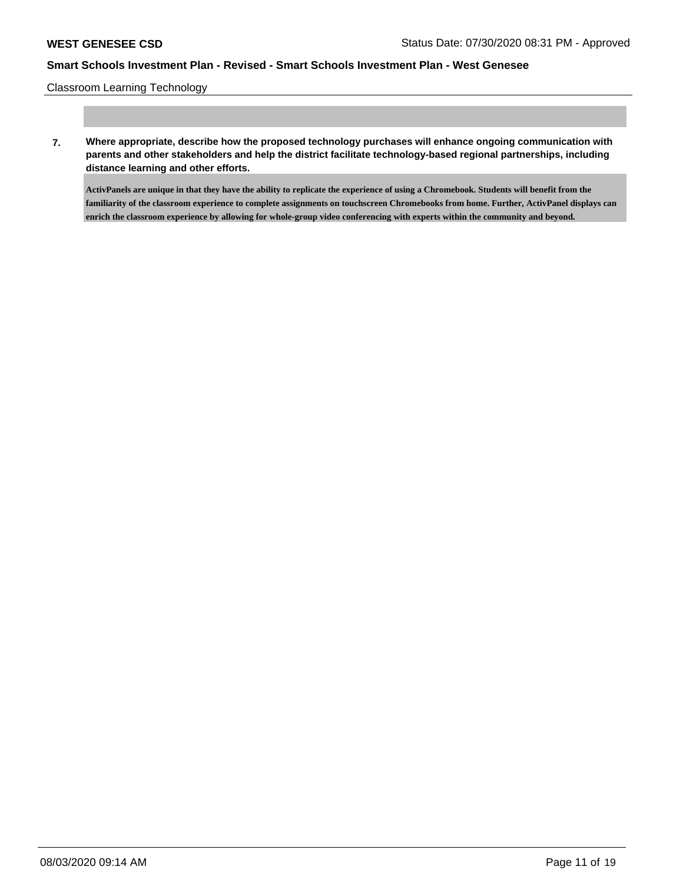Classroom Learning Technology

**7. Where appropriate, describe how the proposed technology purchases will enhance ongoing communication with parents and other stakeholders and help the district facilitate technology-based regional partnerships, including distance learning and other efforts.**

**ActivPanels are unique in that they have the ability to replicate the experience of using a Chromebook. Students will benefit from the familiarity of the classroom experience to complete assignments on touchscreen Chromebooks from home. Further, ActivPanel displays can enrich the classroom experience by allowing for whole-group video conferencing with experts within the community and beyond.**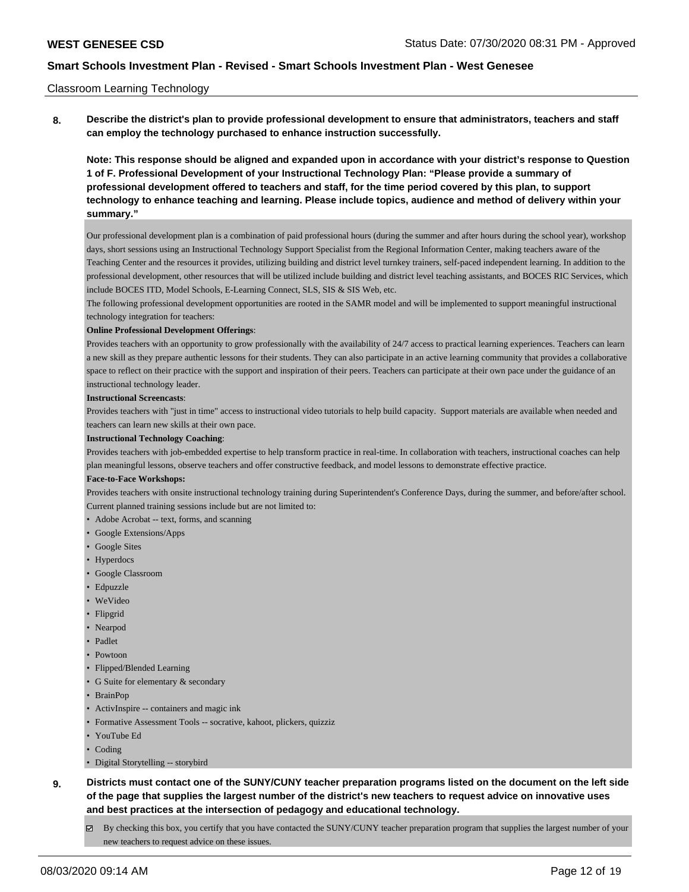Classroom Learning Technology

**8. Describe the district's plan to provide professional development to ensure that administrators, teachers and staff can employ the technology purchased to enhance instruction successfully.**

**Note: This response should be aligned and expanded upon in accordance with your district's response to Question 1 of F. Professional Development of your Instructional Technology Plan: "Please provide a summary of professional development offered to teachers and staff, for the time period covered by this plan, to support technology to enhance teaching and learning. Please include topics, audience and method of delivery within your summary."**

Our professional development plan is a combination of paid professional hours (during the summer and after hours during the school year), workshop days, short sessions using an Instructional Technology Support Specialist from the Regional Information Center, making teachers aware of the Teaching Center and the resources it provides, utilizing building and district level turnkey trainers, self-paced independent learning. In addition to the professional development, other resources that will be utilized include building and district level teaching assistants, and BOCES RIC Services, which include BOCES ITD, Model Schools, E-Learning Connect, SLS, SIS & SIS Web, etc.

The following professional development opportunities are rooted in the SAMR model and will be implemented to support meaningful instructional technology integration for teachers:

**Online Professional Development Offerings**:

Provides teachers with an opportunity to grow professionally with the availability of 24/7 access to practical learning experiences. Teachers can learn a new skill as they prepare authentic lessons for their students. They can also participate in an active learning community that provides a collaborative space to reflect on their practice with the support and inspiration of their peers. Teachers can participate at their own pace under the guidance of an instructional technology leader.

**Instructional Screencasts**:

Provides teachers with "just in time" access to instructional video tutorials to help build capacity. Support materials are available when needed and teachers can learn new skills at their own pace.

**Instructional Technology Coaching**:

Provides teachers with job-embedded expertise to help transform practice in real-time. In collaboration with teachers, instructional coaches can help plan meaningful lessons, observe teachers and offer constructive feedback, and model lessons to demonstrate effective practice.

**Face-to-Face Workshops:**

Provides teachers with onsite instructional technology training during Superintendent's Conference Days, during the summer, and before/after school. Current planned training sessions include but are not limited to:

- Adobe Acrobat -- text, forms, and scanning
- Google Extensions/Apps
- Google Sites
- Hyperdocs
- Google Classroom
- Edpuzzle
- WeVideo
- Flipgrid
- Nearpod
- Padlet
- Powtoon
- Flipped/Blended Learning
- G Suite for elementary & secondary
- BrainPop
- ActivInspire -- containers and magic ink
- Formative Assessment Tools -- socrative, kahoot, plickers, quizziz
- YouTube Ed
- Coding
- Digital Storytelling -- storybird

**9. Districts must contact one of the SUNY/CUNY teacher preparation programs listed on the document on the left side of the page that supplies the largest number of the district's new teachers to request advice on innovative uses and best practices at the intersection of pedagogy and educational technology.**

☑ By checking this box, you certify that you have contacted the SUNY/CUNY teacher preparation program that supplies the largest number of your new teachers to request advice on these issues.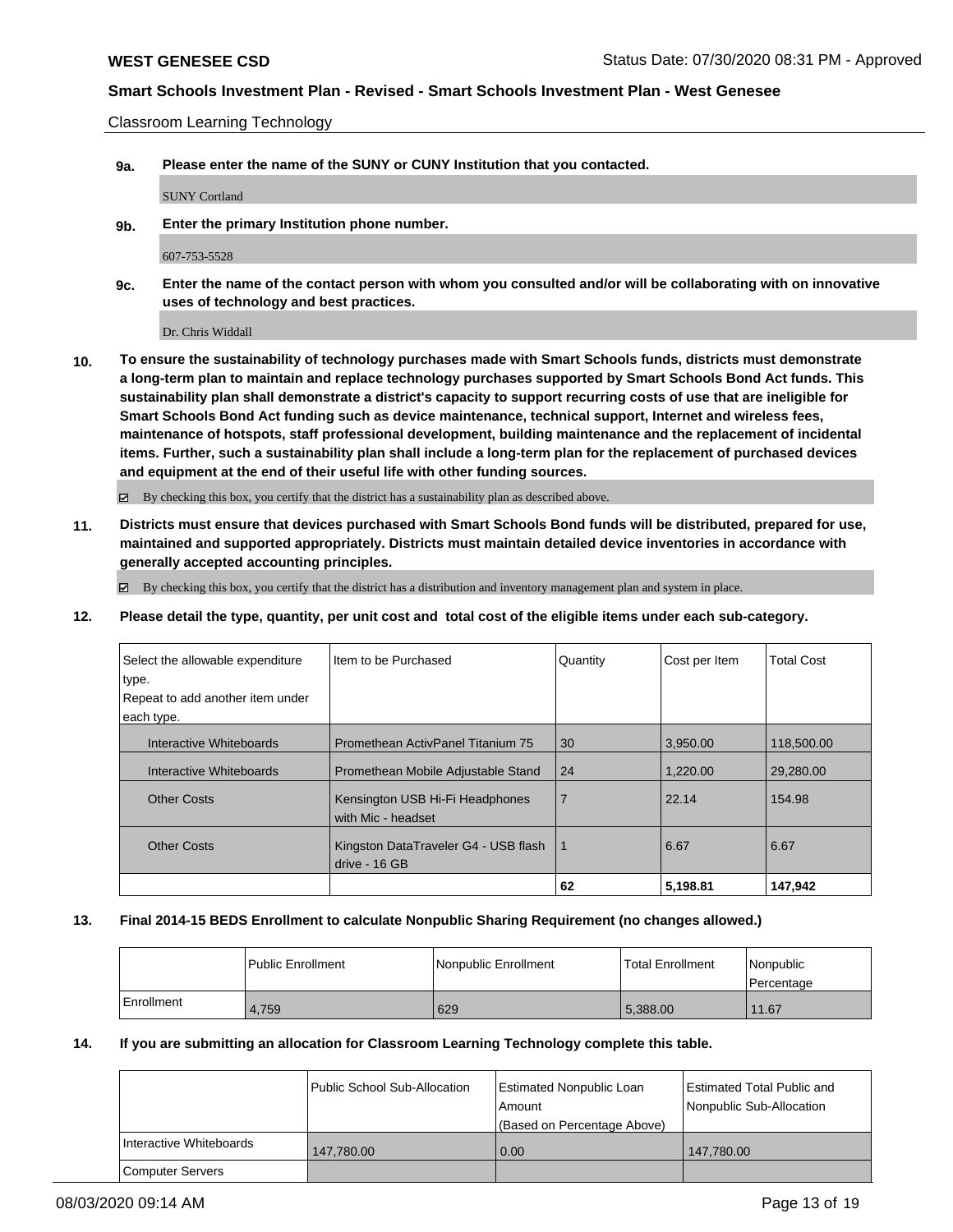Classroom Learning Technology

**9a. Please enter the name of the SUNY or CUNY Institution that you contacted.**

SUNY Cortland

**9b. Enter the primary Institution phone number.**

607-753-5528

**9c. Enter the name of the contact person with whom you consulted and/or will be collaborating with on innovative uses of technology and best practices.**

Dr. Chris Widdall

**10. To ensure the sustainability of technology purchases made with Smart Schools funds, districts must demonstrate a long-term plan to maintain and replace technology purchases supported by Smart Schools Bond Act funds. This sustainability plan shall demonstrate a district's capacity to support recurring costs of use that are ineligible for Smart Schools Bond Act funding such as device maintenance, technical support, Internet and wireless fees, maintenance of hotspots, staff professional development, building maintenance and the replacement of incidental items. Further, such a sustainability plan shall include a long-term plan for the replacement of purchased devices and equipment at the end of their useful life with other funding sources.**

☑ By checking this box, you certify that the district has a sustainability plan as described above.

**11. Districts must ensure that devices purchased with Smart Schools Bond funds will be distributed, prepared for use, maintained and supported appropriately. Districts must maintain detailed device inventories in accordance with generally accepted accounting principles.**

☑ By checking this box, you certify that the district has a distribution and inventory management plan and system in place.

**12. Please detail the type, quantity, per unit cost and total cost of the eligible items under each sub-category.**

| Select the allowable expenditure type. Repeat to add another item under each type. | Item to be Purchased | Quantity | Cost per Item | Total Cost |
|---|---|---|---|---|
| Interactive Whiteboards | Promethean ActivPanel Titanium 75 | 30 | 3,950.00 | 118,500.00 |
| Interactive Whiteboards | Promethean Mobile Adjustable Stand | 24 | 1,220.00 | 29,280.00 |
| Other Costs | Kensington USB Hi-Fi Headphones with Mic - headset | 7 | 22.14 | 154.98 |
| Other Costs | Kingston DataTraveler G4 - USB flash drive - 16 GB | 1 | 6.67 | 6.67 |
| | | 62 | 5,198.81 | 147,942 |

**13. Final 2014-15 BEDS Enrollment to calculate Nonpublic Sharing Requirement (no changes allowed.)**

| | Public Enrollment | Nonpublic Enrollment | Total Enrollment | Nonpublic Percentage |
|---|---|---|---|---|
| Enrollment | 4,759 | 629 | 5,388.00 | 11.67 |

**14. If you are submitting an allocation for Classroom Learning Technology complete this table.**

| | Public School Sub-Allocation | Estimated Nonpublic Loan Amount (Based on Percentage Above) | Estimated Total Public and Nonpublic Sub-Allocation |
|---|---|---|---|
| Interactive Whiteboards | 147,780.00 | 0.00 | 147,780.00 |
| Computer Servers | | | |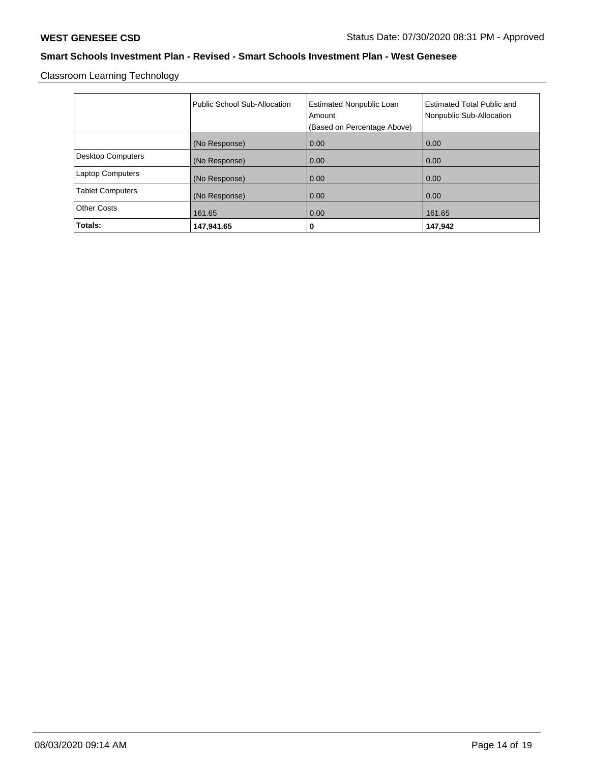**WEST GENESEE CSD** Status Date: 07/30/2020 08:31 PM - Approved

**Smart Schools Investment Plan - Revised - Smart Schools Investment Plan - West Genesee**

Classroom Learning Technology

| | Public School Sub-Allocation | Estimated Nonpublic Loan Amount (Based on Percentage Above) | Estimated Total Public and Nonpublic Sub-Allocation |
|---|---|---|---|
| | (No Response) | 0.00 | 0.00 |
| Desktop Computers | (No Response) | 0.00 | 0.00 |
| Laptop Computers | (No Response) | 0.00 | 0.00 |
| Tablet Computers | (No Response) | 0.00 | 0.00 |
| Other Costs | 161.65 | 0.00 | 161.65 |
| **Totals:** | **147,941.65** | **0** | **147,942** |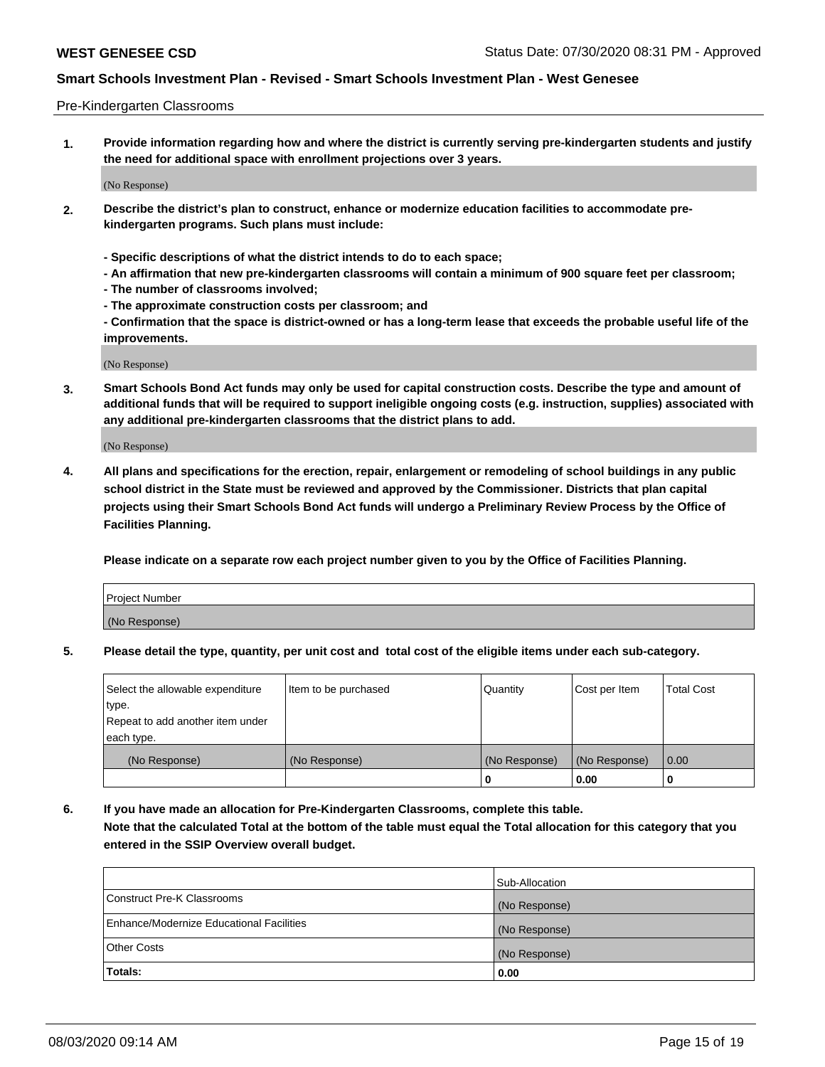Pre-Kindergarten Classrooms

**1. Provide information regarding how and where the district is currently serving pre-kindergarten students and justify the need for additional space with enrollment projections over 3 years.**

(No Response)

**2. Describe the district's plan to construct, enhance or modernize education facilities to accommodate pre-kindergarten programs. Such plans must include:**

**- Specific descriptions of what the district intends to do to each space;**
**- An affirmation that new pre-kindergarten classrooms will contain a minimum of 900 square feet per classroom;**
**- The number of classrooms involved;**
**- The approximate construction costs per classroom; and**
**- Confirmation that the space is district-owned or has a long-term lease that exceeds the probable useful life of the improvements.**

(No Response)

**3. Smart Schools Bond Act funds may only be used for capital construction costs. Describe the type and amount of additional funds that will be required to support ineligible ongoing costs (e.g. instruction, supplies) associated with any additional pre-kindergarten classrooms that the district plans to add.**

(No Response)

**4. All plans and specifications for the erection, repair, enlargement or remodeling of school buildings in any public school district in the State must be reviewed and approved by the Commissioner. Districts that plan capital projects using their Smart Schools Bond Act funds will undergo a Preliminary Review Process by the Office of Facilities Planning.**

**Please indicate on a separate row each project number given to you by the Office of Facilities Planning.**

| Project Number |
|---|
| (No Response) |

**5. Please detail the type, quantity, per unit cost and total cost of the eligible items under each sub-category.**

| Select the allowable expenditure type. Repeat to add another item under each type. | Item to be purchased | Quantity | Cost per Item | Total Cost |
|---|---|---|---|---|
| (No Response) | (No Response) | (No Response) | (No Response) | 0.00 |
| | | 0 | 0.00 | 0 |

**6. If you have made an allocation for Pre-Kindergarten Classrooms, complete this table.**
**Note that the calculated Total at the bottom of the table must equal the Total allocation for this category that you entered in the SSIP Overview overall budget.**

| | Sub-Allocation |
|---|---|
| Construct Pre-K Classrooms | (No Response) |
| Enhance/Modernize Educational Facilities | (No Response) |
| Other Costs | (No Response) |
| **Totals:** | **0.00** |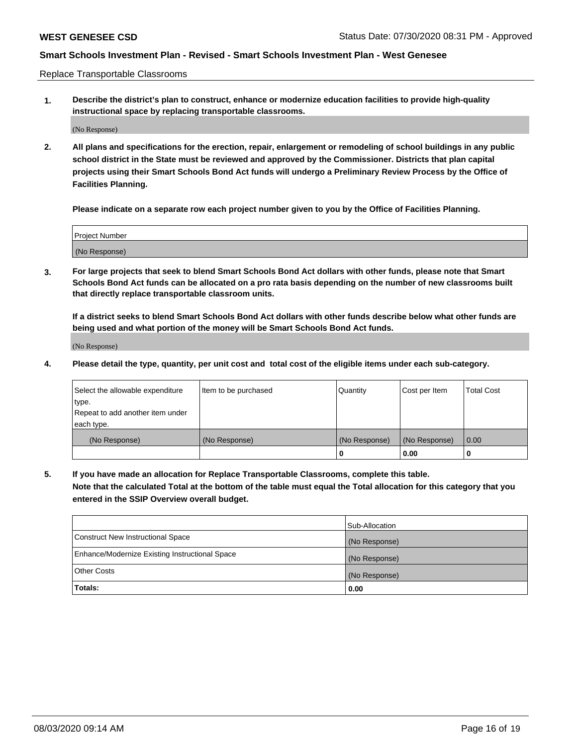Replace Transportable Classrooms

**1. Describe the district's plan to construct, enhance or modernize education facilities to provide high-quality instructional space by replacing transportable classrooms.**

(No Response)

**2. All plans and specifications for the erection, repair, enlargement or remodeling of school buildings in any public school district in the State must be reviewed and approved by the Commissioner. Districts that plan capital projects using their Smart Schools Bond Act funds will undergo a Preliminary Review Process by the Office of Facilities Planning.**

**Please indicate on a separate row each project number given to you by the Office of Facilities Planning.**

| Project Number |
|---|
| (No Response) |

**3. For large projects that seek to blend Smart Schools Bond Act dollars with other funds, please note that Smart Schools Bond Act funds can be allocated on a pro rata basis depending on the number of new classrooms built that directly replace transportable classroom units.**

**If a district seeks to blend Smart Schools Bond Act dollars with other funds describe below what other funds are being used and what portion of the money will be Smart Schools Bond Act funds.**

(No Response)

**4. Please detail the type, quantity, per unit cost and total cost of the eligible items under each sub-category.**

| Select the allowable expenditure type. Repeat to add another item under each type. | Item to be purchased | Quantity | Cost per Item | Total Cost |
|---|---|---|---|---|
| (No Response) | (No Response) | (No Response) | (No Response) | 0.00 |
| | | **0** | **0.00** | **0** |

**5. If you have made an allocation for Replace Transportable Classrooms, complete this table. Note that the calculated Total at the bottom of the table must equal the Total allocation for this category that you entered in the SSIP Overview overall budget.**

| | Sub-Allocation |
|---|---|
| Construct New Instructional Space | (No Response) |
| Enhance/Modernize Existing Instructional Space | (No Response) |
| Other Costs | (No Response) |
| **Totals:** | **0.00** |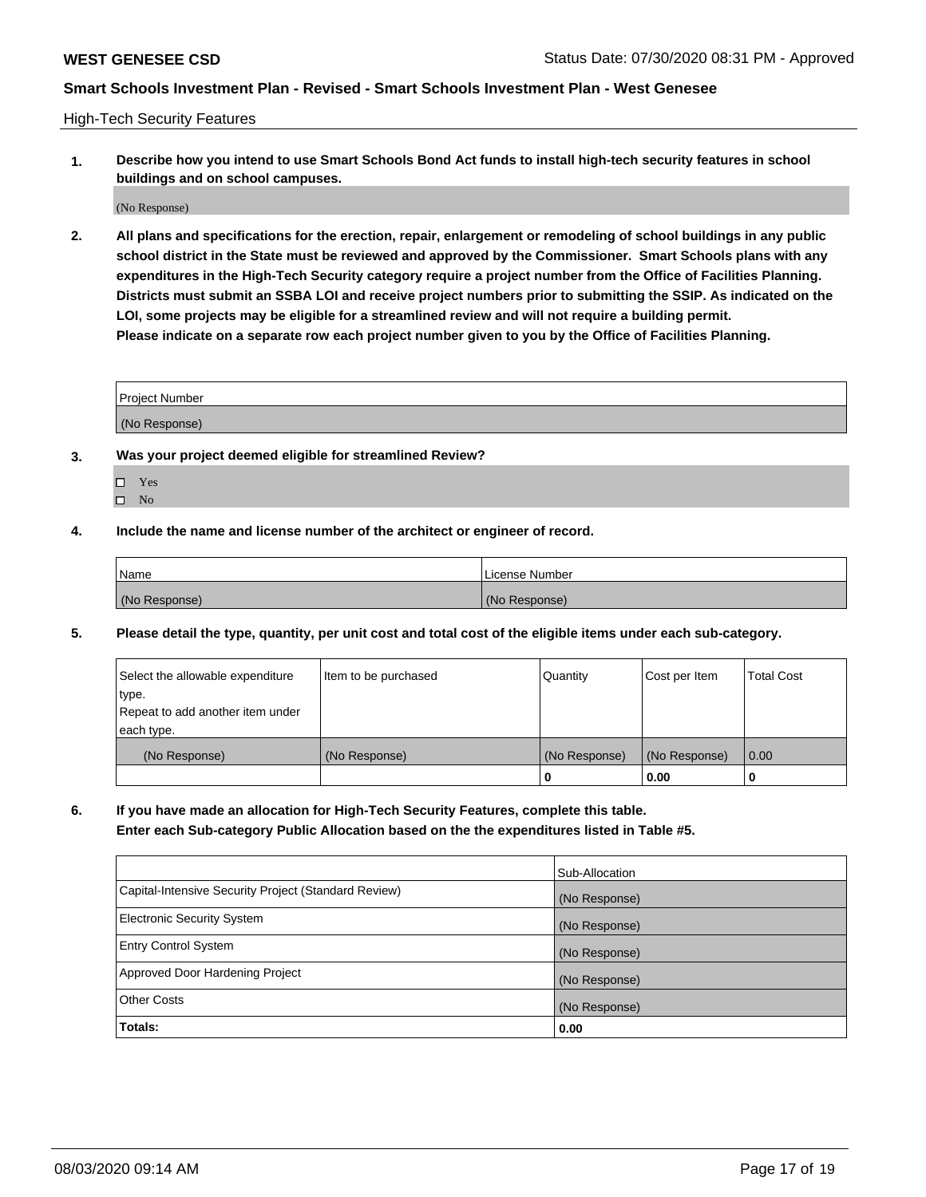## High-Tech Security Features

**1. Describe how you intend to use Smart Schools Bond Act funds to install high-tech security features in school buildings and on school campuses.**

(No Response)

**2. All plans and specifications for the erection, repair, enlargement or remodeling of school buildings in any public school district in the State must be reviewed and approved by the Commissioner. Smart Schools plans with any expenditures in the High-Tech Security category require a project number from the Office of Facilities Planning. Districts must submit an SSBA LOI and receive project numbers prior to submitting the SSIP. As indicated on the LOI, some projects may be eligible for a streamlined review and will not require a building permit.**
**Please indicate on a separate row each project number given to you by the Office of Facilities Planning.**

| Project Number |
| --- |
| (No Response) |

**3. Was your project deemed eligible for streamlined Review?**

- ☐ Yes
- ☐ No

**4. Include the name and license number of the architect or engineer of record.**

| Name | License Number |
| --- | --- |
| (No Response) | (No Response) |

**5. Please detail the type, quantity, per unit cost and total cost of the eligible items under each sub-category.**

| Select the allowable expenditure type. Repeat to add another item under each type. | Item to be purchased | Quantity | Cost per Item | Total Cost |
| --- | --- | --- | --- | --- |
| (No Response) | (No Response) | (No Response) | (No Response) | 0.00 |
| | | 0 | 0.00 | 0 |

**6. If you have made an allocation for High-Tech Security Features, complete this table.**
**Enter each Sub-category Public Allocation based on the the expenditures listed in Table #5.**

| | Sub-Allocation |
| --- | --- |
| Capital-Intensive Security Project (Standard Review) | (No Response) |
| Electronic Security System | (No Response) |
| Entry Control System | (No Response) |
| Approved Door Hardening Project | (No Response) |
| Other Costs | (No Response) |
| **Totals:** | **0.00** |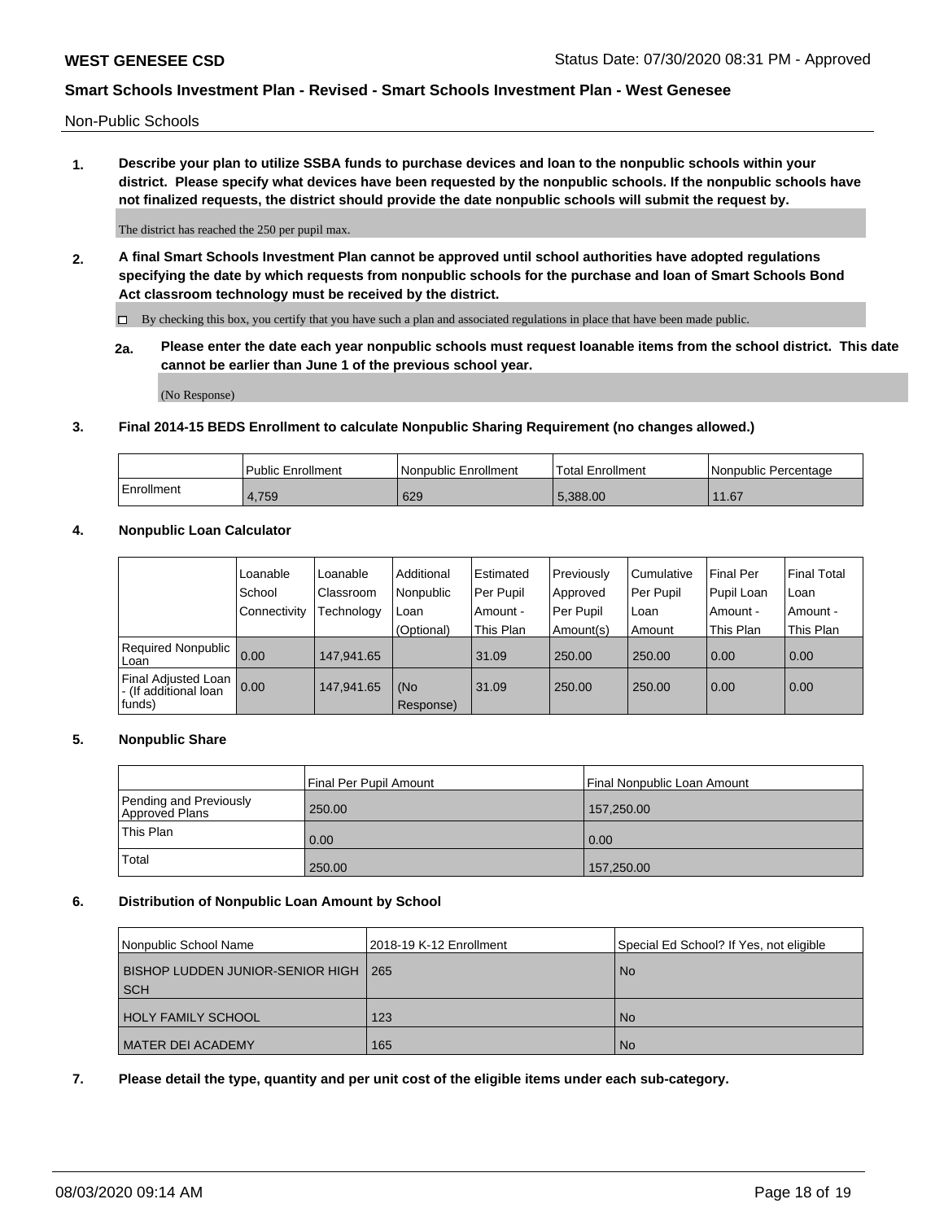Non-Public Schools

**1. Describe your plan to utilize SSBA funds to purchase devices and loan to the nonpublic schools within your district. Please specify what devices have been requested by the nonpublic schools. If the nonpublic schools have not finalized requests, the district should provide the date nonpublic schools will submit the request by.**

The district has reached the 250 per pupil max.

**2. A final Smart Schools Investment Plan cannot be approved until school authorities have adopted regulations specifying the date by which requests from nonpublic schools for the purchase and loan of Smart Schools Bond Act classroom technology must be received by the district.**

☐ By checking this box, you certify that you have such a plan and associated regulations in place that have been made public.

**2a. Please enter the date each year nonpublic schools must request loanable items from the school district. This date cannot be earlier than June 1 of the previous school year.**

(No Response)

**3. Final 2014-15 BEDS Enrollment to calculate Nonpublic Sharing Requirement (no changes allowed.)**

| | Public Enrollment | Nonpublic Enrollment | Total Enrollment | Nonpublic Percentage |
|---|---|---|---|---|
| Enrollment | 4,759 | 629 | 5,388.00 | 11.67 |

**4. Nonpublic Loan Calculator**

| | Loanable School Connectivity | Loanable Classroom Technology | Additional Nonpublic Loan (Optional) | Estimated Per Pupil Amount - This Plan | Previously Approved Per Pupil Amount(s) | Cumulative Per Pupil Loan Amount | Final Per Pupil Loan Amount - This Plan | Final Total Loan Amount - This Plan |
|---|---|---|---|---|---|---|---|---|
| Required Nonpublic Loan | 0.00 | 147,941.65 | | 31.09 | 250.00 | 250.00 | 0.00 | 0.00 |
| Final Adjusted Loan - (If additional loan funds) | 0.00 | 147,941.65 | (No Response) | 31.09 | 250.00 | 250.00 | 0.00 | 0.00 |

**5. Nonpublic Share**

| | Final Per Pupil Amount | Final Nonpublic Loan Amount |
|---|---|---|
| Pending and Previously Approved Plans | 250.00 | 157,250.00 |
| This Plan | 0.00 | 0.00 |
| Total | 250.00 | 157,250.00 |

**6. Distribution of Nonpublic Loan Amount by School**

| Nonpublic School Name | 2018-19 K-12 Enrollment | Special Ed School? If Yes, not eligible |
|---|---|---|
| BISHOP LUDDEN JUNIOR-SENIOR HIGH SCH | 265 | No |
| HOLY FAMILY SCHOOL | 123 | No |
| MATER DEI ACADEMY | 165 | No |

**7. Please detail the type, quantity and per unit cost of the eligible items under each sub-category.**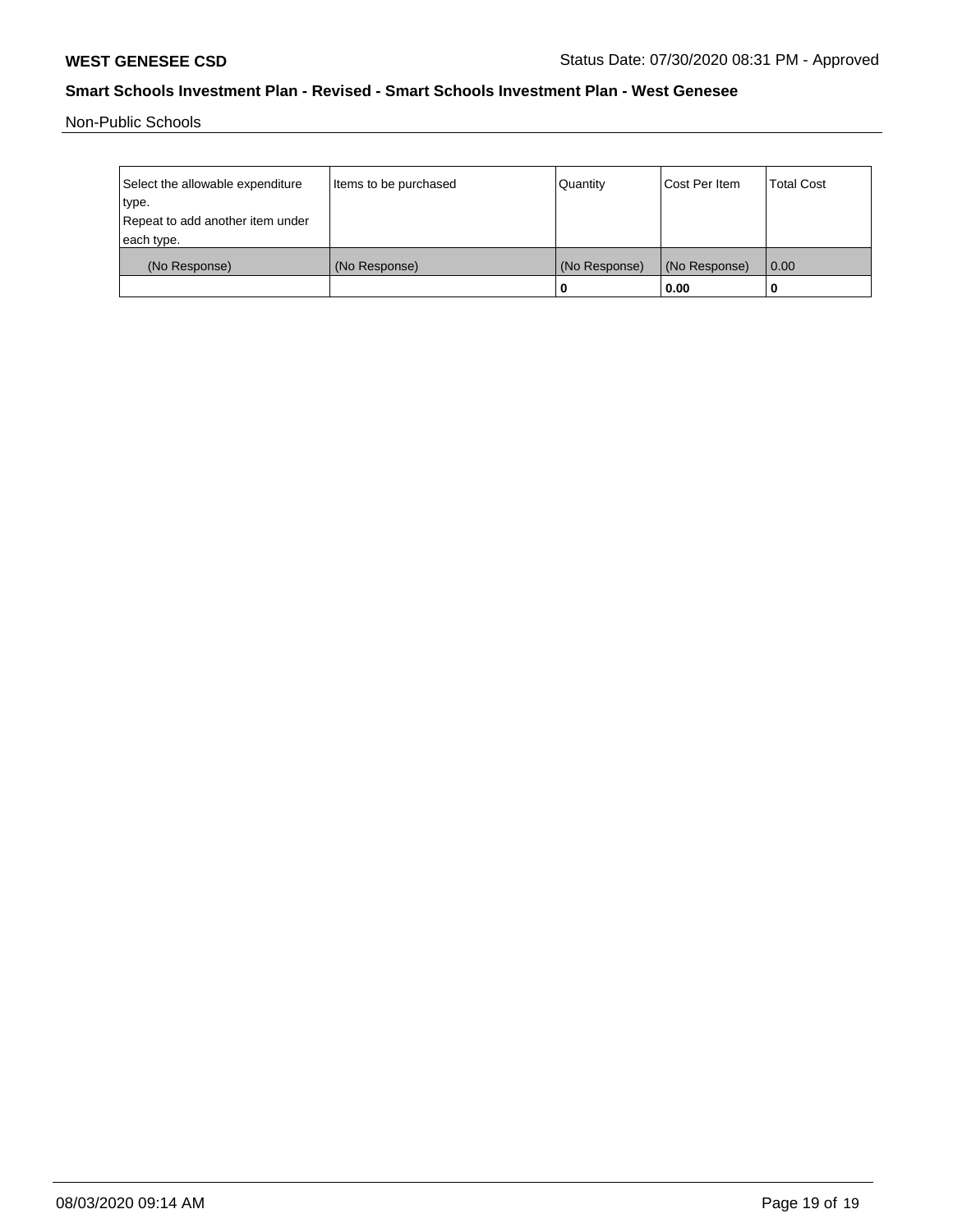Non-Public Schools

| Select the allowable expenditure type.<br>Repeat to add another item under each type. | Items to be purchased | Quantity | Cost Per Item | Total Cost |
|---|---|---|---|---|
| (No Response) | (No Response) | (No Response) | (No Response) | 0.00 |
| | | **0** | **0.00** | **0** |